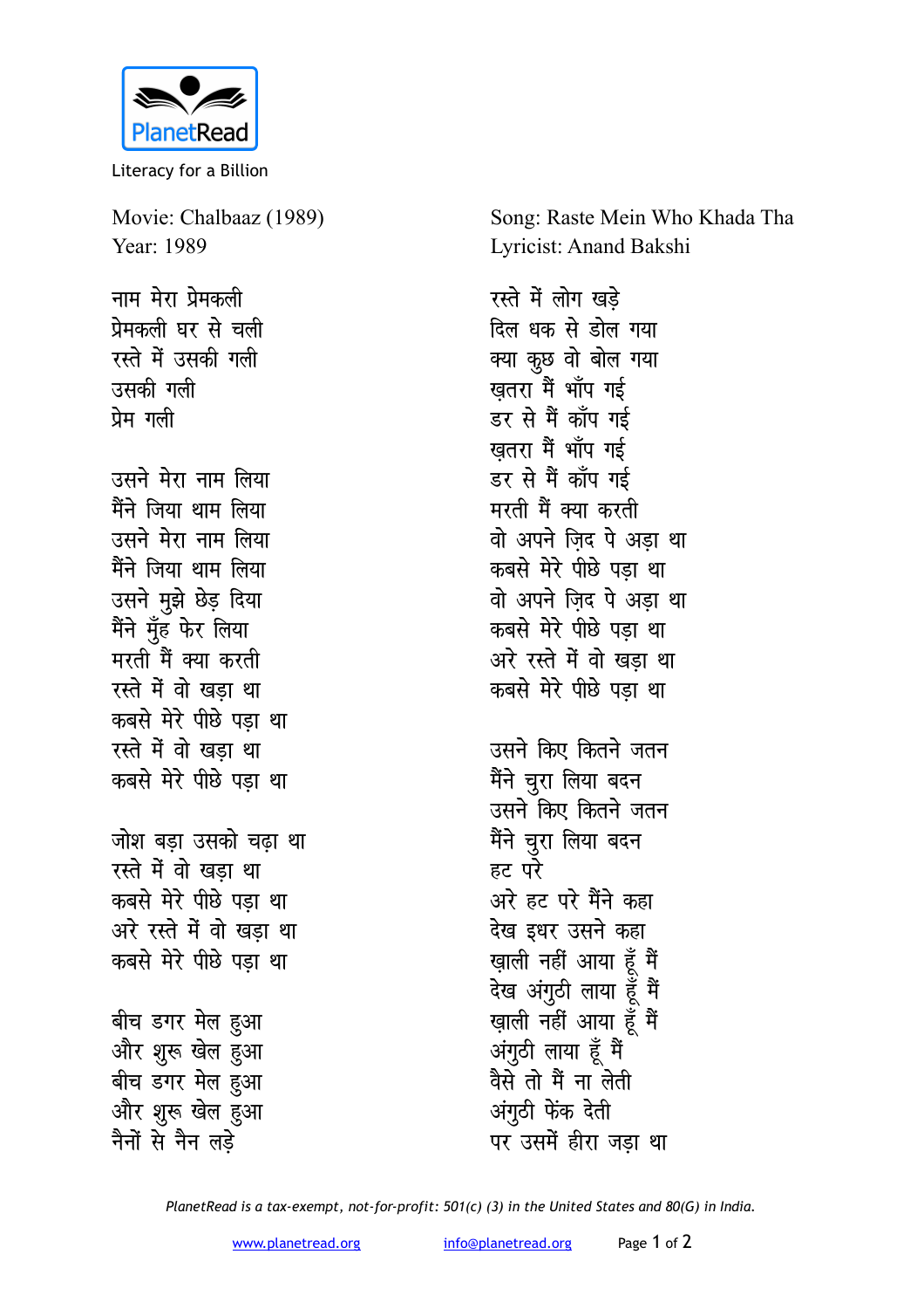Movie: Chalbaaz (1989)
Year: 1989

Song: Raste Mein Who Khada Tha
Lyricist: Anand Bakshi

नाम मेरा प्रेमकली
प्रेमकली घर से चली
रस्ते में उसकी गली
उसकी गली
प्रेम गली

उसने मेरा नाम लिया
मैंने जिया थाम लिया
उसने मेरा नाम लिया
मैंने जिया थाम लिया
उसने मुझे छेड़ दिया
मैंने मुँह फेर लिया
मरती मैं क्या करती
रस्ते में वो खड़ा था
कबसे मेरे पीछे पड़ा था
रस्ते में वो खड़ा था
कबसे मेरे पीछे पड़ा था

जोश बड़ा उसको चढ़ा था
रस्ते में वो खड़ा था
कबसे मेरे पीछे पड़ा था
अरे रस्ते में वो खड़ा था
कबसे मेरे पीछे पड़ा था

बीच डगर मेल हुआ
और शुरू खेल हुआ
बीच डगर मेल हुआ
और शुरू खेल हुआ
नैनों से नैन लड़े
रस्ते में लोग खड़े
दिल धक से डोल गया
क्या कुछ वो बोल गया
ख़तरा मैं भाँप गई
डर से मैं काँप गई
ख़तरा मैं भाँप गई
डर से मैं काँप गई
मरती मैं क्या करती
वो अपने ज़िद पे अड़ा था
कबसे मेरे पीछे पड़ा था
वो अपने ज़िद पे अड़ा था
कबसे मेरे पीछे पड़ा था
अरे रस्ते में वो खड़ा था
कबसे मेरे पीछे पड़ा था

उसने किए कितने जतन
मैंने चुरा लिया बदन
उसने किए कितने जतन
मैंने चुरा लिया बदन
हट परे
अरे हट परे मैंने कहा
देख इधर उसने कहा
ख़ाली नहीं आया हूँ मैं
देख अंगुठी लाया हूँ मैं
ख़ाली नहीं आया हूँ मैं
अंगुठी लाया हूँ मैं
वैसे तो मैं ना लेती
अंगुठी फेंक देती
पर उसमें हीरा जड़ा था

*PlanetRead is a tax-exempt, not-for-profit: 501(c) (3) in the United States and 80(G) in India.*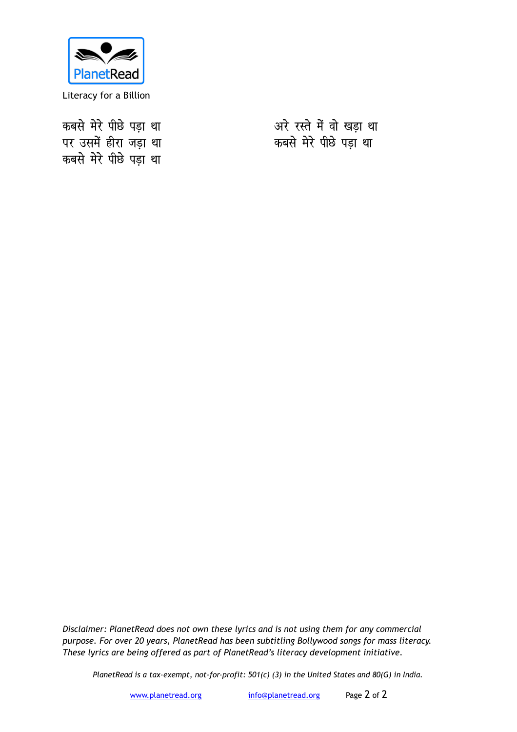PlanetRead

Literacy for a Billion

कबसे मेरे पीछे पड़ा था
पर उसमें हीरा जड़ा था
कबसे मेरे पीछे पड़ा था

अरे रस्ते में वो खड़ा था
कबसे मेरे पीछे पड़ा था

*Disclaimer: PlanetRead does not own these lyrics and is not using them for any commercial purpose. For over 20 years, PlanetRead has been subtitling Bollywood songs for mass literacy. These lyrics are being offered as part of PlanetRead's literacy development initiative.*

*PlanetRead is a tax-exempt, not-for-profit: 501(c) (3) in the United States and 80(G) in India.*

www.planetread.org info@planetread.org